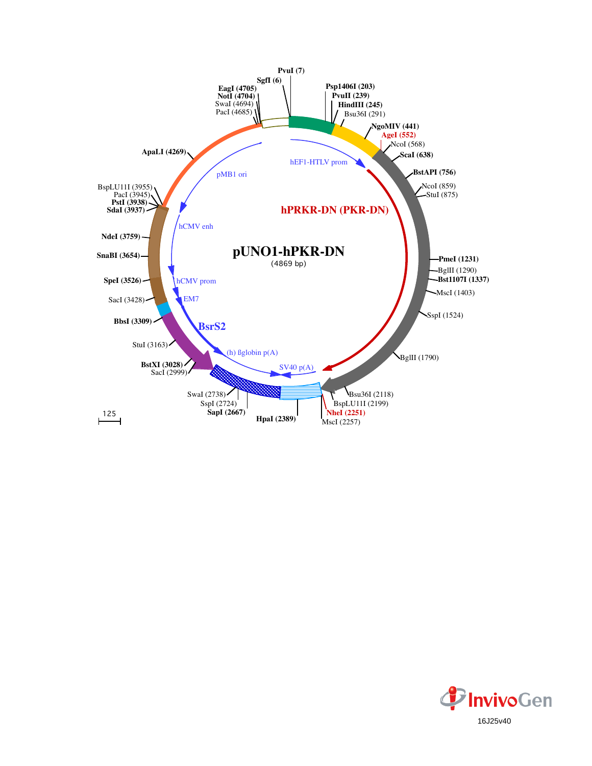# pUNO1-hPKR-DN

(4869 bp)

PvuI (7)
SgfI (6)
EagI (4705)
NotI (4704)
SwaI (4694)
PacI (4685)
Psp1406I (203)
PvuII (239)
HindIII (245)
Bsu36I (291)
NgoMIV (441)
AgeI (552)
NcoI (568)
ScaI (638)
BstAPI (756)
NcoI (859)
StuI (875)
PmeI (1231)
BglII (1290)
Bst1107I (1337)
MscI (1403)
SspI (1524)
BglII (1790)
Bsu36I (2118)
BspLU11I (2199)
NheI (2251)
MscI (2257)
HpaI (2389)
SapI (2667)
SspI (2724)
SwaI (2738)
SacI (2999)
BstXI (3028)
StuI (3163)
BbsI (3309)
SacI (3428)
SpeI (3526)
SnaBI (3654)
NdeI (3759)
SdaI (3937)
PstI (3938)
PacI (3945)
BspLU11I (3955)
ApaLI (4269)

hEF1-HTLV prom
hPRKR-DN (PKR-DN)
SV40 p(A)
(h) ßglobin p(A)
BsrS2
EM7
hCMV prom
hCMV enh
pMB1 ori

125

InvivoGen

16J25v40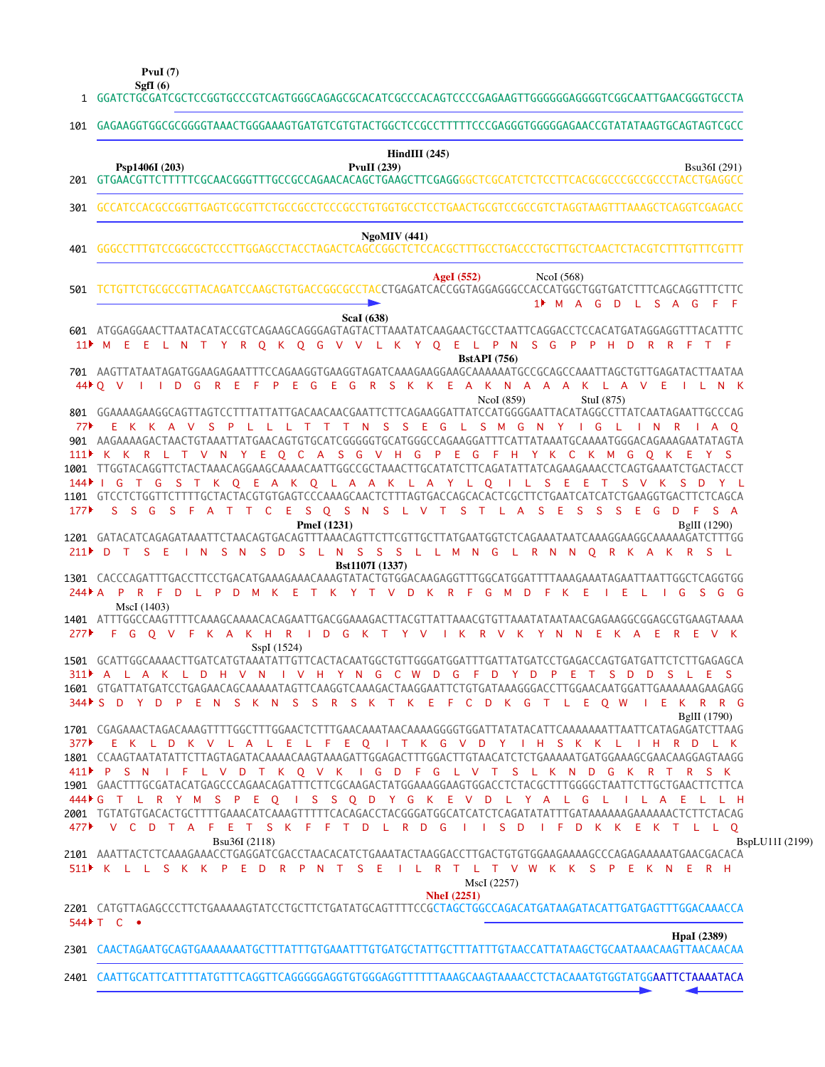```
                PvuI (7)
               SgfI (6)
   1  GGATCTGCGATCGCTCCGGTGCCCGTCAGTGGGCAGAGCGCACATCGCCCACAGTCCCCGAGAAGTTGGGGGGAGGGGTCGGCAATTGAACGGGTGCCTA

 101  GAGAAGGTGGCGCGGGGTAAACTGGGAAAGTGATGTCGTGTACTGGCTCCGCCTTTTTCCCGAGGGTGGGGGAGAACCGTATATAAGTGCAGTAGTCGCC

                                                                 HindIII (245)
          Psp1406I (203)                          PvuII (239)                                    Bsu36I (291)
 201  GTGAACGTTCTTTTTCGCAACGGGTTTGCCGCCAGAACACAGCTGAAGCTTCGAGGGGCTCGCATCTCTCCTTCACGCGCCCGCCGCCCTACCTGAGGCC

 301  GCCATCCACGCCGGTTGAGTCGCGTTCTGCCGCCTCCCGCCTGTGGTGCCTCCTGAACTGCGTCCGCCGTCTAGGTAAGTTTAAAGCTCAGGTCGAGACC

                                                           NgoMIV (441)
 401  GGGCCTTTGTCCGGCGCTCCCTTGGAGCCTACCTAGACTCAGCCGGCTCTCCACGCTTTGCCTGACCCTGCTTGCTCAACTCTACGTCTTTGTTTCGTTT

                                                           AgeI (552)              NcoI (568)
 501  TCTGTTCTGCGCCGTTACAGATCCAAGCTGTGACCGGCGCCTACCTGAGATCACCGGTAGGAGGGCCACCATGGCTGGTGATCTTTCAGCAGGTTTCTTC
                                                                                 1▸  M  A  G  D  L  S  A  G  F  F
                                                        ScaI (638)
 601  ATGGAGGAACTTAATACATACCGTCAGAAGCAGGGAGTAGTACTTAAATATCAAGAACTGCCTAATTCAGGACCTCCACATGATAGGAGGTTTACATTTC
  11▸  M  E  E  L  N  T  Y  R  Q  K  Q  G  V  V  L  K  Y  Q  E  L  P  N  S  G  P  P  H  D  R  R  F  T  F
                                                                  BstAPI (756)
 701  AAGTTATAATAGATGGAAGAGAATTTCCAGAAGGTGAAGGTAGATCAAAGAAGGAAGCAAAAAATGCCGCAGCCAAATTAGCTGTTGAGATACTTAATAA
  44▸ Q  V  I  I  D  G  R  E  F  P  E  G  E  G  R  S  K  K  E  A  K  N  A  A  A  K  L  A  V  E  I  L  N  K
                                                                      NcoI (859)       StuI (875)
 801  GGAAAAGAAGGCAGTTAGTCCTTTATTATTGACAACAACGAATTCTTCAGAAGGATTATCCATGGGGAATTACATAGGCCTTATCAATAGAATTGCCCAG
  77▸   E  K  K  A  V  S  P  L  L  L  T  T  T  N  S  S  E  G  L  S  M  G  N  Y  I  G  L  I  N  R  I  A  Q
 901  AAGAAAAGACTAACTGTAAATTATGAACAGTGTGCATCGGGGGTGCATGGGCCAGAAGGATTTCATTATAAATGCAAAATGGGACAGAAAGAATATAGTA
 111▸ K  K  R  L  T  V  N  Y  E  Q  C  A  S  G  V  H  G  P  E  G  F  H  Y  K  C  K  M  G  Q  K  E  Y  S
1001  TTGGTACAGGTTCTACTAAACAGGAAGCAAAACAATTGGCCGCTAAACTTGCATATCTTCAGATATTATCAGAAGAAACCTCAGTGAAATCTGACTACCT
 144▸ I  G  T  G  S  T  K  Q  E  A  K  Q  L  A  A  K  L  A  Y  L  Q  I  L  S  E  E  T  S  V  K  S  D  Y  L
1101  GTCCTCTGGTTCTTTTGCTACTACGTGTGAGTCCCAAAGCAACTCTTTAGTGACCAGCACACTCGCTTCTGAATCATCATCTGAAGGTGACTTCTCAGCA
 177▸   S  S  G  S  F  A  T  T  C  E  S  Q  S  N  S  L  V  T  S  T  L  A  S  E  S  S  S  E  G  D  F  S  A
                                         PmeI (1231)                                              BglII (1290)
1201  GATACATCAGAGATAAATTCTAACAGTGACAGTTTAAACAGTTCTTCGTTGCTTATGAATGGTCTCAGAAATAATCAAAGGAAGGCAAAAAGATCTTTGG
 211▸ D  T  S  E  I  N  S  N  S  D  S  L  N  S  S  S  L  L  M  N  G  L  R  N  N  Q  R  K  A  K  R  S  L
                                                  Bst1107I (1337)
1301  CACCCAGATTTGACCTTCCTGACATGAAAGAAACAAAGTATACTGTGGACAAGAGGTTTGGCATGGATTTTAAAGAAATAGAATTAATTGGCTCAGGTGG
 244▸ A  P  R  F  D  L  P  D  M  K  E  T  K  Y  T  V  D  K  R  F  G  M  D  F  K  E  I  E  L  I  G  S  G  G
          MscI (1403)
1401  ATTTGGCCAAGTTTTCAAAGCAAAACACAGAATTGACGGAAAGACTTACGTTATTAAACGTGTTAAATATAATAACGAGAAGGCGGAGCGTGAAGTAAAA
 277▸   F  G  Q  V  F  K  A  K  H  R  I  D  G  K  T  Y  V  I  K  R  V  K  Y  N  N  E  K  A  E  R  E  V  K
                              SspI (1524)
1501  GCATTGGCAAAACTTGATCATGTAAATATTGTTCACTACAATGGCTGTTGGGATGGATTTGATTATGATCCTGAGACCAGTGATGATTCTCTTGAGAGCA
 311▸  A  L  A  K  L  D  H  V  N  I  V  H  Y  N  G  C  W  D  G  F  D  Y  D  P  E  T  S  D  D  S  L  E  S
1601  GTGATTATGATCCTGAGAACAGCAAAAATAGTTCAAGGTCAAAGACTAAGGAATTCTGTGATAAAGGGACCTTGGACAATGGATTGAAAAAAGAAGAGG
 344▸ S  D  Y  D  P  E  N  S  K  N  S  S  R  S  K  T  K  E  F  C  D  K  G  T  L  E  Q  W  I  E  K  R  R  G
                                                                                                  BglII (1790)
1701  CGAGAAACTAGACAAAGTTTTGGCTTTGGAACTCTTTGAACAAATAACAAAAGGGGTGGATTATATACATTCAAAAAAATTAATTCATAGAGATCTTAAG
 377▸   E  K  L  D  K  V  L  A  L  E  L  F  E  Q  I  T  K  G  V  D  Y  I  H  S  K  K  L  I  H  R  D  L  K
1801  CCAAGTAATATATTCTTAGTAGATACAAAACAAGTAAAGATTGGAGACTTTGGACTTGTAACATCTCTGAAAAATGATGGAAAGCGAACAAGGAGTAAGG
 411▸ P  S  N  I  F  L  V  D  T  K  Q  V  K  I  G  D  F  G  L  V  T  S  L  K  N  D  G  K  R  T  R  S  K
1901  GAACTTTGCGATACATGAGCCCAGAACAGATTTCTTCGCAAGACTATGGAAAGGAAGTGGACCTCTACGCTTTGGGGCTAATTCTTGCTGAACTTCTTCA
 444▸ G  T  L  R  Y  M  S  P  E  Q  I  S  S  Q  D  Y  G  K  E  V  D  L  Y  A  L  G  L  I  L  A  E  L  L  H
2001  TGTATGTGACACTGCTTTTGAAACATCAAAGTTTTTCACAGACCTACGGGATGGCATCATCTCAGATATATTTGATAAAAAAGAAAAAACTCTTCTACAG
 477▸   V  C  D  T  A  F  E  T  S  K  F  F  T  D  L  R  D  G  I  I  S  D  I  F  D  K  K  E  K  T  L  L  Q
                       Bsu36I (2118)                                                                BspLU11I (2199)
2101  AAATTACTCTCAAAGAAACCTGAGGATCGACCTAACACATCTGAAATACTAAGGACCTTGACTGTGTGGAAGAAAAGCCCAGAGAAAAATGAACGACACA
 511▸  K  L  L  S  K  K  P  E  D  R  P  N  T  S  E  I  L  R  T  L  T  V  W  K  K  S  P  E  K  N  E  R  H
                                                                        MscI (2257)
                                                               NheI (2251)
2201  CATGTTAGAGCCCTTCTGAAAAAGTATCCTGCTTCTGATATGCAGTTTTCCGCTAGCTGGCCAGACATGATAAGATACATTGATGAGTTTGGACAAACCA
 544▸ T  C  •

                                                                                                   HpaI (2389)
2301  CAACTAGAATGCAGTGAAAAAAATGCTTTATTTGTGAAATTTGTGATGCTATTGCTTTATTTGTAACCATTATAAGCTGCAATAAACAAGTTAACAACAA

2401  CAATTGCATTCATTTTATGTTTCAGGTTCAGGGGGAGGTGTGGGAGGTTTTTTAAAGCAAGTAAAACCTCTACAAATGTGGTATGGAATTCTAAAATACA
```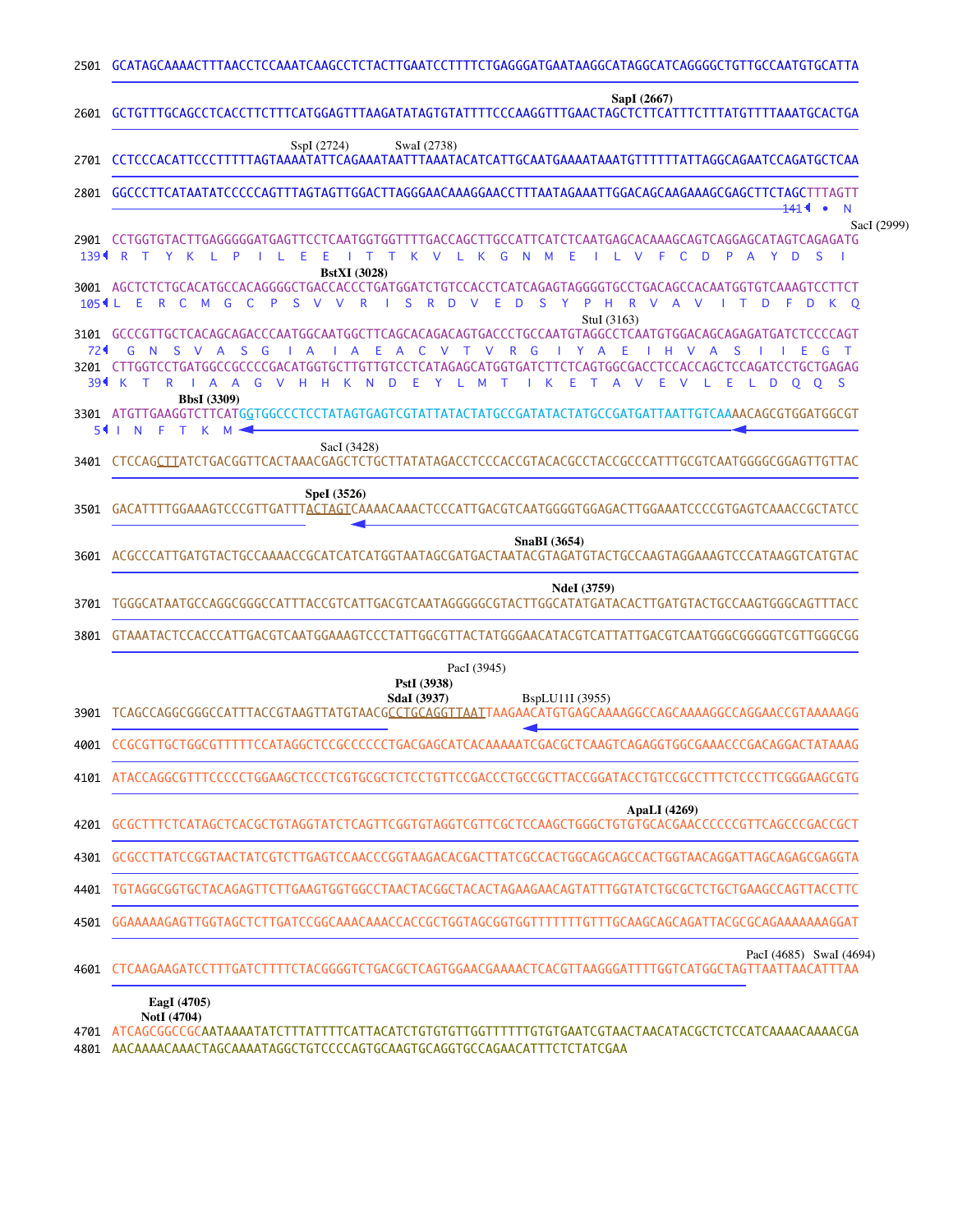```
                                                                                     SapI (2667)
2501 GCATAGCAAAACTTTAACCTCCAAATCAAGCCTCTACTTGAATCCTTTTCTGAGGGATGAATAAGGCATAGGCATCAGGGGCTGTTGCCAATGTGCATTA

2601 GCTGTTTGCAGCCTCACCTTCTTTCATGGAGTTTAAGATATAGTGTATTTTCCCAAGGTTTGAACTAGCTCTTCATTTCTTTATGTTTTAAATGCACTGA

                              SspI (2724)       SwaI (2738)
2701 CCTCCCACATTCCCTTTTTAGTAAAATATTCAGAAATAATTTAAATACATCATTGCAATGAAAATAAATGTTTTTTATTAGGCAGAATCCAGATGCTCAA

2801 GGCCCTTCATAATATCCCCCAGTTTAGTAGTTGGACTTAGGGAACAAAGGAACCTTTAATAGAAATTGGACAGCAAGAAAGCGAGCTTCTAGCTTTAGTT
                                                                                           141◀  •   N
                                                                                                         SacI (2999)
2901 CCTGGTGTACTTGAGGGGGATGAGTTCCTCAATGGTGGTTTTGACCAGCTTGCCATTCATCTCAATGAGCACAAAGCAGTCAGGAGCATAGTCAGAGATG
139◀  R  T  Y  K  L  P  I  L  E  E  I  T  T  K  V  L  K  G  N  M  E  I  L  V  F  C  D  P  A  Y  D  S  I
                              BstXI (3028)
3001 AGCTCTCTGCACATGCCACAGGGGCTGACCACCCTGATGGATCTGTCCACCTCATCAGAGTAGGGGTGCCTGACAGCCACAATGGTGTCAAAGTCCTTCT
105◀ L  E  R  C  M  G  C  P  S  V  V  R  I  S  R  D  V  E  D  S  Y  P  H  R  V  A  V  I  T  D  F  D  K  Q
                                                                                StuI (3163)
3101 GCCCGTTGCTCACAGCAGACCCAATGGCAATGGCTTCAGCACAGACAGTGACCCTGCCAATGTAGGCCTCAATGTGGACAGCAGAGATGATCTCCCCAGT
 72◀  G  N  S  V  A  S  G  I  A  I  A  E  A  C  V  T  V  R  G  I  Y  A  E  I  H  V  A  S  I  I  E  G  T
3201 CTTGGTCCTGATGGCCGCCCCGACATGGTGCTTGTTGTCCTCATAGAGCATGGTGATCTTCTCAGTGGCGACCTCCACCAGCTCCAGATCCTGCTGAGAG
 39◀  K  T  R  I  A  A  G  V  H  H  K  N  D  E  Y  L  M  T  I  K  E  T  A  V  E  V  L  E  L  D  Q  Q  S
        BbsI (3309)
3301 ATGTTGAAGGTCTTCATGGTGGCCCTCCTATAGTGAGTCGTATTATACTATGCCGATATACTATGCCGATGATTAATTGTCAAAACAGCGTGGATGGCGT
  5◀  I  N  F  T  K  M ◀
                              SacI (3428)
3401 CTCCAGCTTATCTGACGGTTCACTAAACGAGCTCTGCTTATATAGACCTCCCACCGTACACGCCTACCGCCCATTTGCGTCAATGGGGCGGAGTTGTTAC

                              SpeI (3526)
3501 GACATTTTGGAAAGTCCCGTTGATTTACTAGTCAAAACAAACTCCCATTGACGTCAATGGGGTGGAGACTTGGAAATCCCCGTGAGTCAAACCGCTATCC

                                                            SnaBI (3654)
3601 ACGCCCATTGATGTACTGCCAAAACCGCATCATCATGGTAATAGCGATGACTAATACGTAGATGTACTGCCAAGTAGGAAAGTCCCATAAGGTCATGTAC

                                                                     NdeI (3759)
3701 TGGGCATAATGCCAGGCGGGCCATTTACCGTCATTGACGTCAATAGGGGGCGTACTTGGCATATGATACACTTGATGTACTGCCAAGTGGGCAGTTTACC

3801 GTAAATACTCCACCCATTGACGTCAATGGAAAGTCCCTATTGGCGTTACTATGGGAACATACGTCATTATTGACGTCAATGGGCGGGGGTCGTTGGGCGG

                                               PacI (3945)
                                        PstI (3938)
                                        SdaI (3937)       BspLU11I (3955)
3901 TCAGCCAGGCGGGCCATTTACCGTAAGTTATGTAACGCCTGCAGGTTAATTAAGAACATGTGAGCAAAAGGCCAGCAAAAGGCCAGGAACCGTAAAAAGG

4001 CCGCGTTGCTGGCGTTTTTCCATAGGCTCCGCCCCCCTGACGAGCATCACAAAAATCGACGCTCAAGTCAGAGGTGGCGAAACCCGACAGGACTATAAAG

4101 ATACCAGGCGTTTCCCCCTGGAAGCTCCCTCGTGCGCTCTCCTGTTCCGACCCTGCCGCTTACCGGATACCTGTCCGCCTTTCTCCCTTCGGGAAGCGTG

                                                                           ApaLI (4269)
4201 GCGCTTTCTCATAGCTCACGCTGTAGGTATCTCAGTTCGGTGTAGGTCGTTCGCTCCAAGCTGGGCTGTGTGCACGAACCCCCCGTTCAGCCCGACCGCT

4301 GCGCCTTATCCGGTAACTATCGTCTTGAGTCCAACCCGGTAAGACACGACTTATCGCCACTGGCAGCAGCCACTGGTAACAGGATTAGCAGAGCGAGGTA

4401 TGTAGGCGGTGCTACAGAGTTCTTGAAGTGGTGGCCTAACTACGGCTACACTAGAAGAACAGTATTTGGTATCTGCGCTCTGCTGAAGCCAGTTACCTTC

4501 GGAAAAAGAGTTGGTAGCTCTTGATCCGGCAAACAAACCACCGCTGGTAGCGGTGGTTTTTTTGTTTGCAAGCAGCAGATTACGCGCAGAAAAAAAGGAT

                                                                                        PacI (4685)  SwaI (4694)
4601 CTCAAGAAGATCCTTTGATCTTTTCTACGGGGTCTGACGCTCAGTGGAACGAAAACTCACGTTAAGGGATTTTGGTCATGGCTAGTTAATTAACATTTAA

        EagI (4705)
       NotI (4704)
4701 ATCAGCGGCCGCAATAAAATATCTTTATTTTCATTACATCTGTGTGTTGGTTTTTTGTGTGAATCGTAACTAACATACGCTCTCCATCAAAACAAAACGA
4801 AACAAAACAAACTAGCAAAATAGGCTGTCCCCAGTGCAAGTGCAGGTGCCAGAACATTTCTCTATCGAA
```